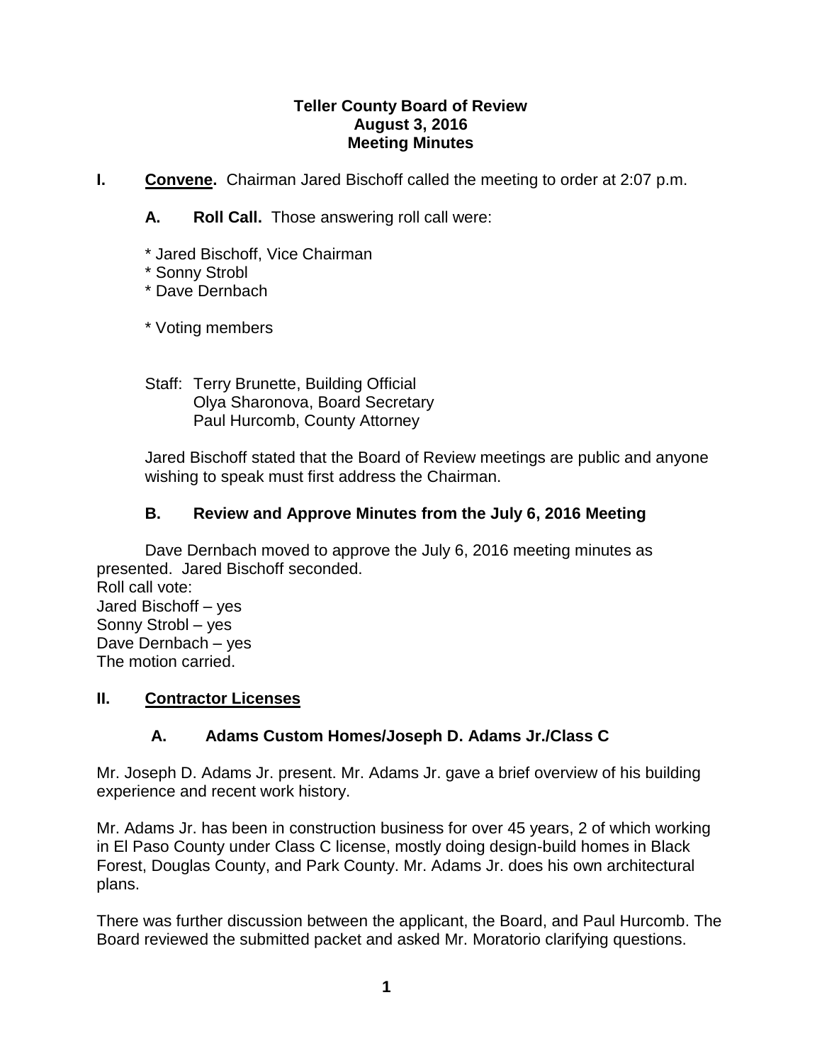**Teller County Board of Review**
**August 3, 2016**
**Meeting Minutes**

**I. Convene.** Chairman Jared Bischoff called the meeting to order at 2:07 p.m.

**A. Roll Call.** Those answering roll call were:

* Jared Bischoff, Vice Chairman
* Sonny Strobl
* Dave Dernbach

* Voting members

Staff: Terry Brunette, Building Official
Olya Sharonova, Board Secretary
Paul Hurcomb, County Attorney

Jared Bischoff stated that the Board of Review meetings are public and anyone wishing to speak must first address the Chairman.

**B. Review and Approve Minutes from the July 6, 2016 Meeting**

Dave Dernbach moved to approve the July 6, 2016 meeting minutes as presented. Jared Bischoff seconded.
Roll call vote:
Jared Bischoff – yes
Sonny Strobl – yes
Dave Dernbach – yes
The motion carried.

**II. Contractor Licenses**

**A. Adams Custom Homes/Joseph D. Adams Jr./Class C**

Mr. Joseph D. Adams Jr. present. Mr. Adams Jr. gave a brief overview of his building experience and recent work history.

Mr. Adams Jr. has been in construction business for over 45 years, 2 of which working in El Paso County under Class C license, mostly doing design-build homes in Black Forest, Douglas County, and Park County. Mr. Adams Jr. does his own architectural plans.

There was further discussion between the applicant, the Board, and Paul Hurcomb. The Board reviewed the submitted packet and asked Mr. Moratorio clarifying questions.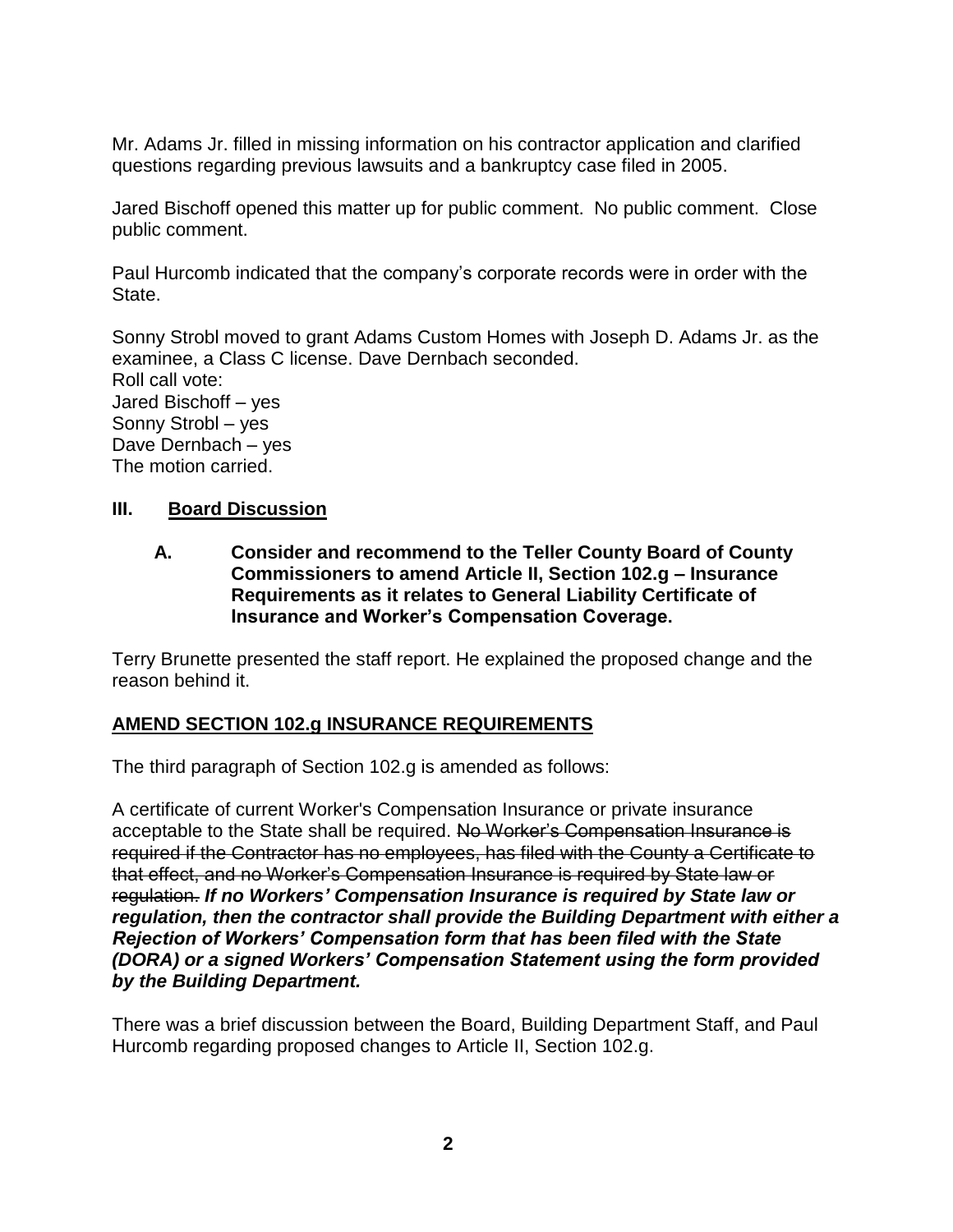Mr. Adams Jr. filled in missing information on his contractor application and clarified questions regarding previous lawsuits and a bankruptcy case filed in 2005.

Jared Bischoff opened this matter up for public comment. No public comment. Close public comment.

Paul Hurcomb indicated that the company's corporate records were in order with the State.

Sonny Strobl moved to grant Adams Custom Homes with Joseph D. Adams Jr. as the examinee, a Class C license. Dave Dernbach seconded.
Roll call vote:
Jared Bischoff – yes
Sonny Strobl – yes
Dave Dernbach – yes
The motion carried.

## III. Board Discussion

### A. Consider and recommend to the Teller County Board of County Commissioners to amend Article II, Section 102.g – Insurance Requirements as it relates to General Liability Certificate of Insurance and Worker's Compensation Coverage.

Terry Brunette presented the staff report. He explained the proposed change and the reason behind it.

**AMEND SECTION 102.g INSURANCE REQUIREMENTS**

The third paragraph of Section 102.g is amended as follows:

A certificate of current Worker's Compensation Insurance or private insurance acceptable to the State shall be required. ~~No Worker's Compensation Insurance is required if the Contractor has no employees, has filed with the County a Certificate to that effect, and no Worker's Compensation Insurance is required by State law or regulation.~~ ***If no Workers' Compensation Insurance is required by State law or regulation, then the contractor shall provide the Building Department with either a Rejection of Workers' Compensation form that has been filed with the State (DORA) or a signed Workers' Compensation Statement using the form provided by the Building Department.***

There was a brief discussion between the Board, Building Department Staff, and Paul Hurcomb regarding proposed changes to Article II, Section 102.g.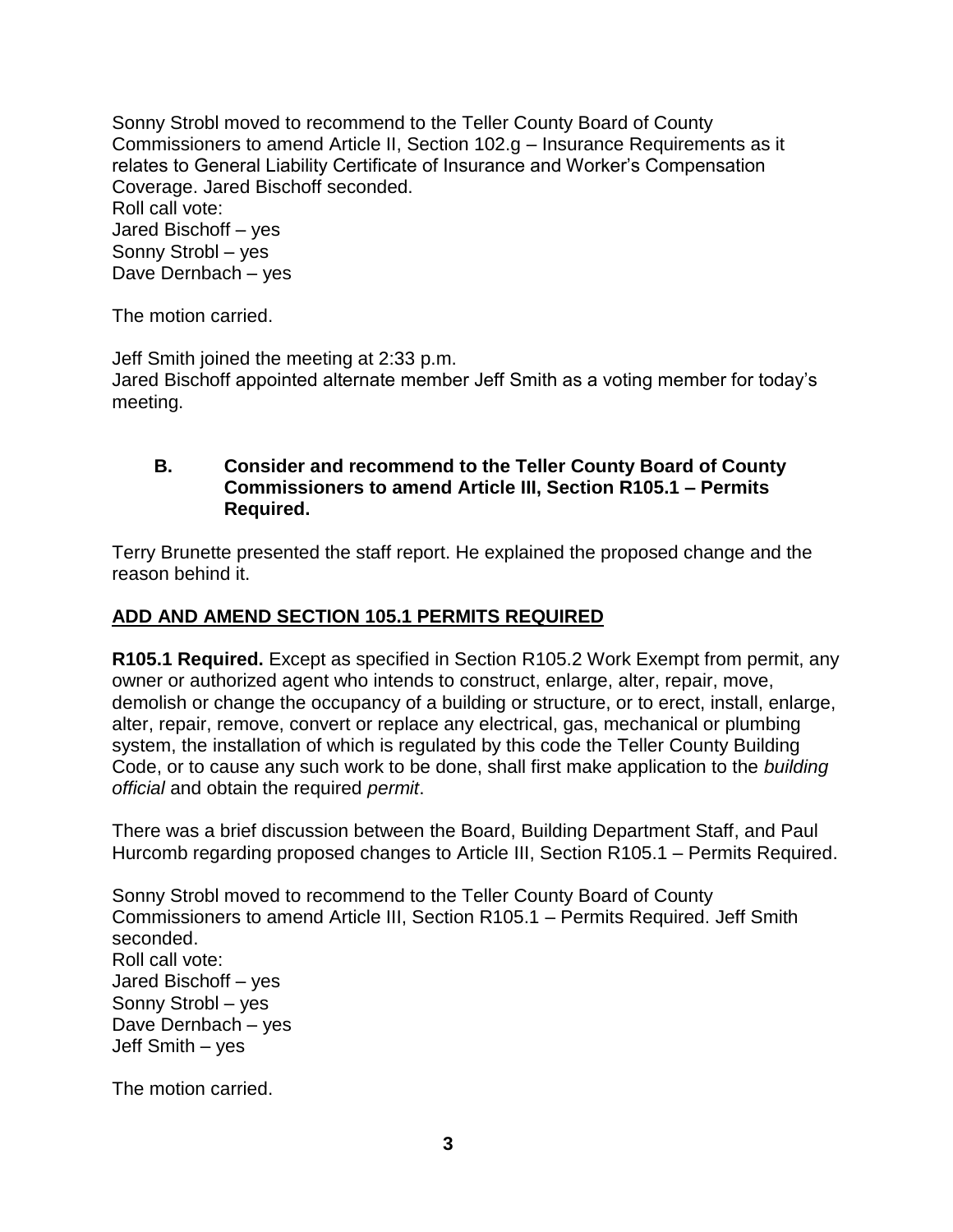Sonny Strobl moved to recommend to the Teller County Board of County Commissioners to amend Article II, Section 102.g – Insurance Requirements as it relates to General Liability Certificate of Insurance and Worker's Compensation Coverage. Jared Bischoff seconded.
Roll call vote:
Jared Bischoff – yes
Sonny Strobl – yes
Dave Dernbach – yes

The motion carried.

Jeff Smith joined the meeting at 2:33 p.m.
Jared Bischoff appointed alternate member Jeff Smith as a voting member for today's meeting.

**B. Consider and recommend to the Teller County Board of County Commissioners to amend Article III, Section R105.1 – Permits Required.**

Terry Brunette presented the staff report. He explained the proposed change and the reason behind it.

**ADD AND AMEND SECTION 105.1 PERMITS REQUIRED**

**R105.1 Required.** Except as specified in Section R105.2 Work Exempt from permit, any owner or authorized agent who intends to construct, enlarge, alter, repair, move, demolish or change the occupancy of a building or structure, or to erect, install, enlarge, alter, repair, remove, convert or replace any electrical, gas, mechanical or plumbing system, the installation of which is regulated by this code the Teller County Building Code, or to cause any such work to be done, shall first make application to the *building official* and obtain the required *permit*.

There was a brief discussion between the Board, Building Department Staff, and Paul Hurcomb regarding proposed changes to Article III, Section R105.1 – Permits Required.

Sonny Strobl moved to recommend to the Teller County Board of County Commissioners to amend Article III, Section R105.1 – Permits Required. Jeff Smith seconded.
Roll call vote:
Jared Bischoff – yes
Sonny Strobl – yes
Dave Dernbach – yes
Jeff Smith – yes

The motion carried.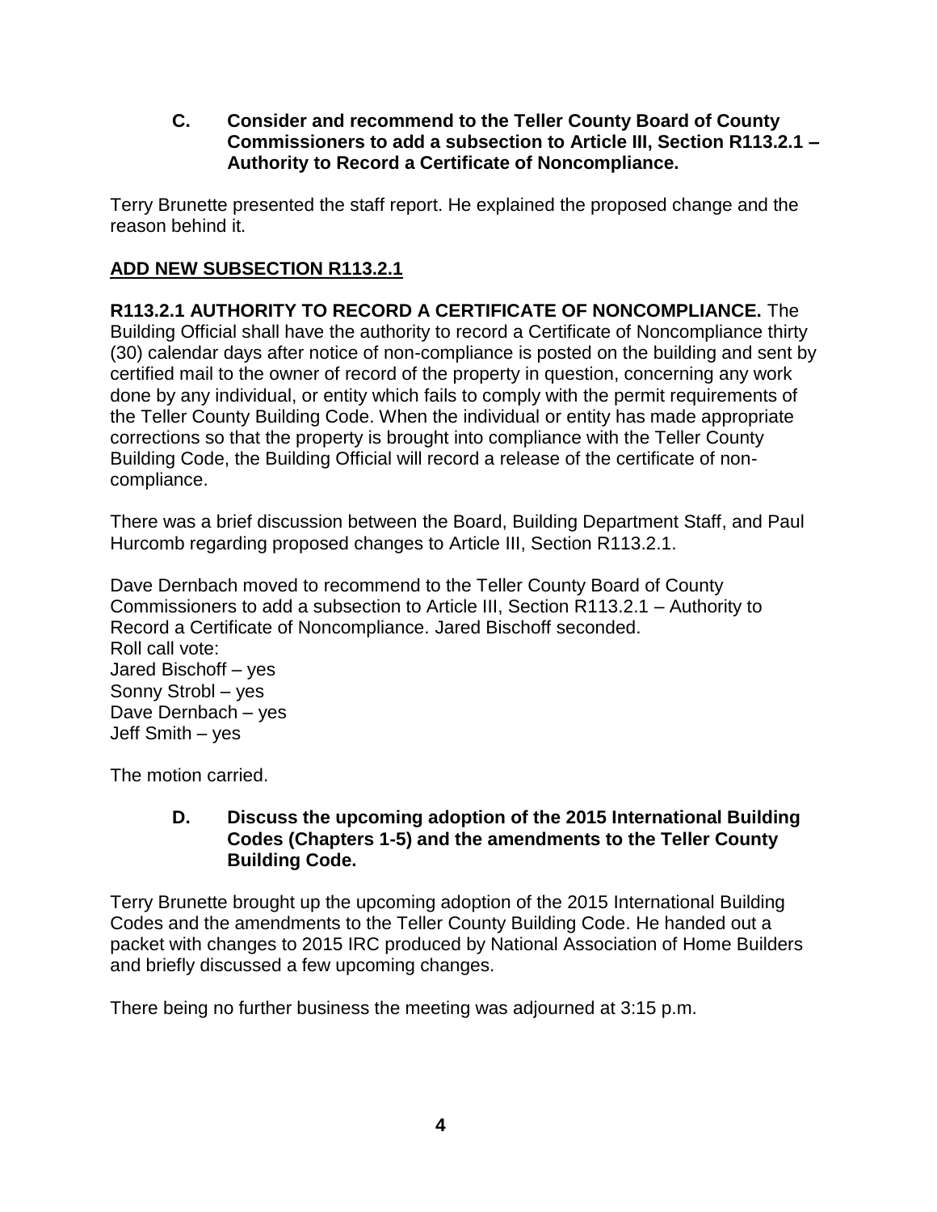**C. Consider and recommend to the Teller County Board of County Commissioners to add a subsection to Article III, Section R113.2.1 – Authority to Record a Certificate of Noncompliance.**

Terry Brunette presented the staff report. He explained the proposed change and the reason behind it.

**ADD NEW SUBSECTION R113.2.1**

**R113.2.1 AUTHORITY TO RECORD A CERTIFICATE OF NONCOMPLIANCE.** The Building Official shall have the authority to record a Certificate of Noncompliance thirty (30) calendar days after notice of non-compliance is posted on the building and sent by certified mail to the owner of record of the property in question, concerning any work done by any individual, or entity which fails to comply with the permit requirements of the Teller County Building Code. When the individual or entity has made appropriate corrections so that the property is brought into compliance with the Teller County Building Code, the Building Official will record a release of the certificate of non-compliance.

There was a brief discussion between the Board, Building Department Staff, and Paul Hurcomb regarding proposed changes to Article III, Section R113.2.1.

Dave Dernbach moved to recommend to the Teller County Board of County Commissioners to add a subsection to Article III, Section R113.2.1 – Authority to Record a Certificate of Noncompliance. Jared Bischoff seconded.
Roll call vote:
Jared Bischoff – yes
Sonny Strobl – yes
Dave Dernbach – yes
Jeff Smith – yes

The motion carried.

**D. Discuss the upcoming adoption of the 2015 International Building Codes (Chapters 1-5) and the amendments to the Teller County Building Code.**

Terry Brunette brought up the upcoming adoption of the 2015 International Building Codes and the amendments to the Teller County Building Code. He handed out a packet with changes to 2015 IRC produced by National Association of Home Builders and briefly discussed a few upcoming changes.

There being no further business the meeting was adjourned at 3:15 p.m.